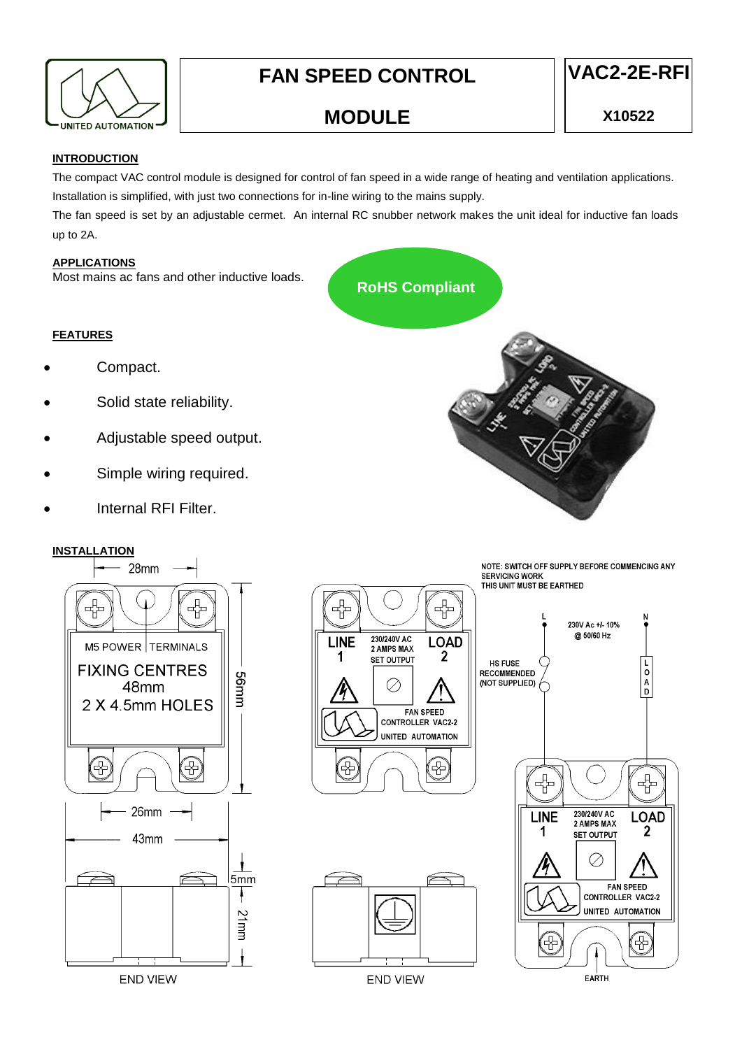# FAN SPEED CONTROL MODULE

## VAC2-2E-RFI

**X10522**

## INTRODUCTION

The compact VAC control module is designed for control of fan speed in a wide range of heating and ventilation applications. Installation is simplified, with just two connections for in-line wiring to the mains supply.

The fan speed is set by an adjustable cermet. An internal RC snubber network makes the unit ideal for inductive fan loads up to 2A.

## APPLICATIONS

Most mains ac fans and other inductive loads.

**RoHS Compliant**

## FEATURES

- Compact.
- Solid state reliability.
- Adjustable speed output.
- Simple wiring required.
- Internal RFI Filter.

## INSTALLATION

28mm

M5 POWER TERMINALS

FIXING CENTRES 48mm

2 X 4.5mm HOLES

56mm

26mm

43mm

5mm

21mm

END VIEW

LINE 1 — 230/240V AC 2 AMPS MAX — SET OUTPUT — LOAD 2

FAN SPEED CONTROLLER VAC2-2

UNITED AUTOMATION

END VIEW

NOTE: SWITCH OFF SUPPLY BEFORE COMMENCING ANY SERVICING WORK

THIS UNIT MUST BE EARTHED

L — 230V Ac +/- 10% @ 50/60 Hz — N

HS FUSE RECOMMENDED (NOT SUPPLIED)

LOAD

EARTH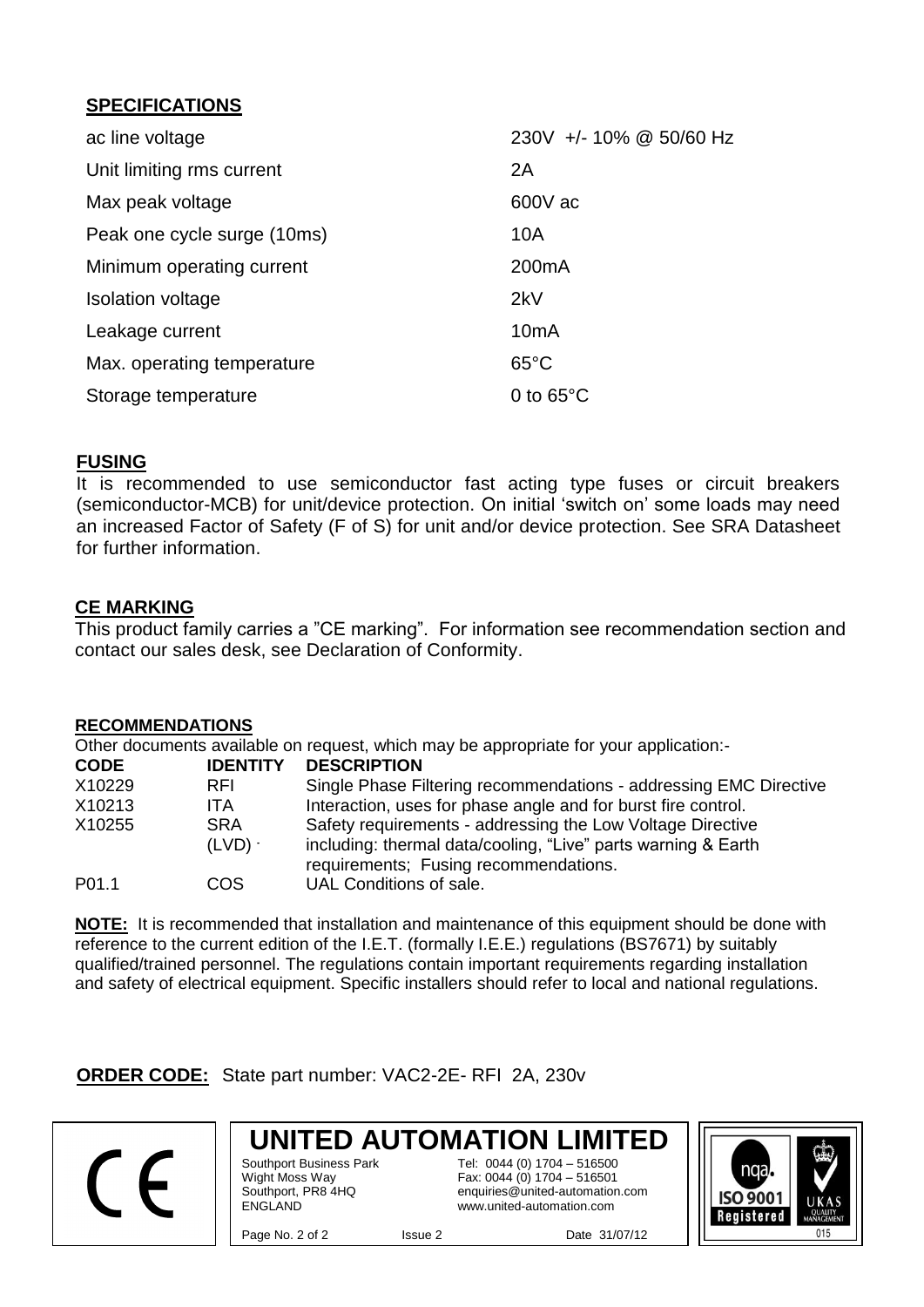## SPECIFICATIONS

| | |
|---|---|
| ac line voltage | 230V +/- 10% @ 50/60 Hz |
| Unit limiting rms current | 2A |
| Max peak voltage | 600V ac |
| Peak one cycle surge (10ms) | 10A |
| Minimum operating current | 200mA |
| Isolation voltage | 2kV |
| Leakage current | 10mA |
| Max. operating temperature | 65°C |
| Storage temperature | 0 to 65°C |

## FUSING

It is recommended to use semiconductor fast acting type fuses or circuit breakers (semiconductor-MCB) for unit/device protection. On initial 'switch on' some loads may need an increased Factor of Safety (F of S) for unit and/or device protection. See SRA Datasheet for further information.

## CE MARKING

This product family carries a "CE marking". For information see recommendation section and contact our sales desk, see Declaration of Conformity.

## RECOMMENDATIONS

Other documents available on request, which may be appropriate for your application:-

| CODE | IDENTITY | DESCRIPTION |
|---|---|---|
| X10229 | RFI | Single Phase Filtering recommendations - addressing EMC Directive |
| X10213 | ITA | Interaction, uses for phase angle and for burst fire control. |
| X10255 | SRA (LVD) - | Safety requirements - addressing the Low Voltage Directive including: thermal data/cooling, "Live" parts warning & Earth requirements; Fusing recommendations. |
| P01.1 | COS | UAL Conditions of sale. |

**NOTE:** It is recommended that installation and maintenance of this equipment should be done with reference to the current edition of the I.E.T. (formally I.E.E.) regulations (BS7671) by suitably qualified/trained personnel. The regulations contain important requirements regarding installation and safety of electrical equipment. Specific installers should refer to local and national regulations.

**ORDER CODE:** State part number: VAC2-2E- RFI 2A, 230v

CE

**UNITED AUTOMATION LIMITED**

Southport Business Park
Wight Moss Way
Southport, PR8 4HQ
ENGLAND

Tel: 0044 (0) 1704 – 516500
Fax: 0044 (0) 1704 – 516501
enquiries@united-automation.com
www.united-automation.com

Issue 2 Date 31/07/12

nqa. ISO 9001 Registered UKAS QUALITY MANAGEMENT 015